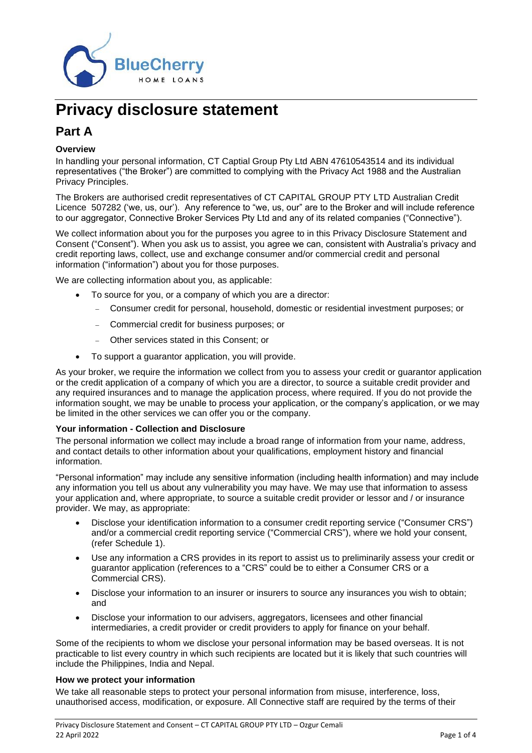# Privacy disclosure statement

## Part A

**Overview**

In handling your personal information, CT Captial Group Pty Ltd ABN 47610543514 and its individual representatives ("the Broker") are committed to complying with the Privacy Act 1988 and the Australian Privacy Principles.

The Brokers are authorised credit representatives of CT CAPITAL GROUP PTY LTD Australian Credit Licence 507282 ('we, us, our'). Any reference to "we, us, our" are to the Broker and will include reference to our aggregator, Connective Broker Services Pty Ltd and any of its related companies ("Connective").

We collect information about you for the purposes you agree to in this Privacy Disclosure Statement and Consent ("Consent"). When you ask us to assist, you agree we can, consistent with Australia's privacy and credit reporting laws, collect, use and exchange consumer and/or commercial credit and personal information ("information") about you for those purposes.

We are collecting information about you, as applicable:

- To source for you, or a company of which you are a director:
  - Consumer credit for personal, household, domestic or residential investment purposes; or
  - Commercial credit for business purposes; or
  - Other services stated in this Consent; or
- To support a guarantor application, you will provide.

As your broker, we require the information we collect from you to assess your credit or guarantor application or the credit application of a company of which you are a director, to source a suitable credit provider and any required insurances and to manage the application process, where required. If you do not provide the information sought, we may be unable to process your application, or the company's application, or we may be limited in the other services we can offer you or the company.

**Your information - Collection and Disclosure**

The personal information we collect may include a broad range of information from your name, address, and contact details to other information about your qualifications, employment history and financial information.

"Personal information" may include any sensitive information (including health information) and may include any information you tell us about any vulnerability you may have. We may use that information to assess your application and, where appropriate, to source a suitable credit provider or lessor and / or insurance provider. We may, as appropriate:

- Disclose your identification information to a consumer credit reporting service ("Consumer CRS") and/or a commercial credit reporting service ("Commercial CRS"), where we hold your consent, (refer Schedule 1).
- Use any information a CRS provides in its report to assist us to preliminarily assess your credit or guarantor application (references to a "CRS" could be to either a Consumer CRS or a Commercial CRS).
- Disclose your information to an insurer or insurers to source any insurances you wish to obtain; and
- Disclose your information to our advisers, aggregators, licensees and other financial intermediaries, a credit provider or credit providers to apply for finance on your behalf.

Some of the recipients to whom we disclose your personal information may be based overseas. It is not practicable to list every country in which such recipients are located but it is likely that such countries will include the Philippines, India and Nepal.

**How we protect your information**

We take all reasonable steps to protect your personal information from misuse, interference, loss, unauthorised access, modification, or exposure. All Connective staff are required by the terms of their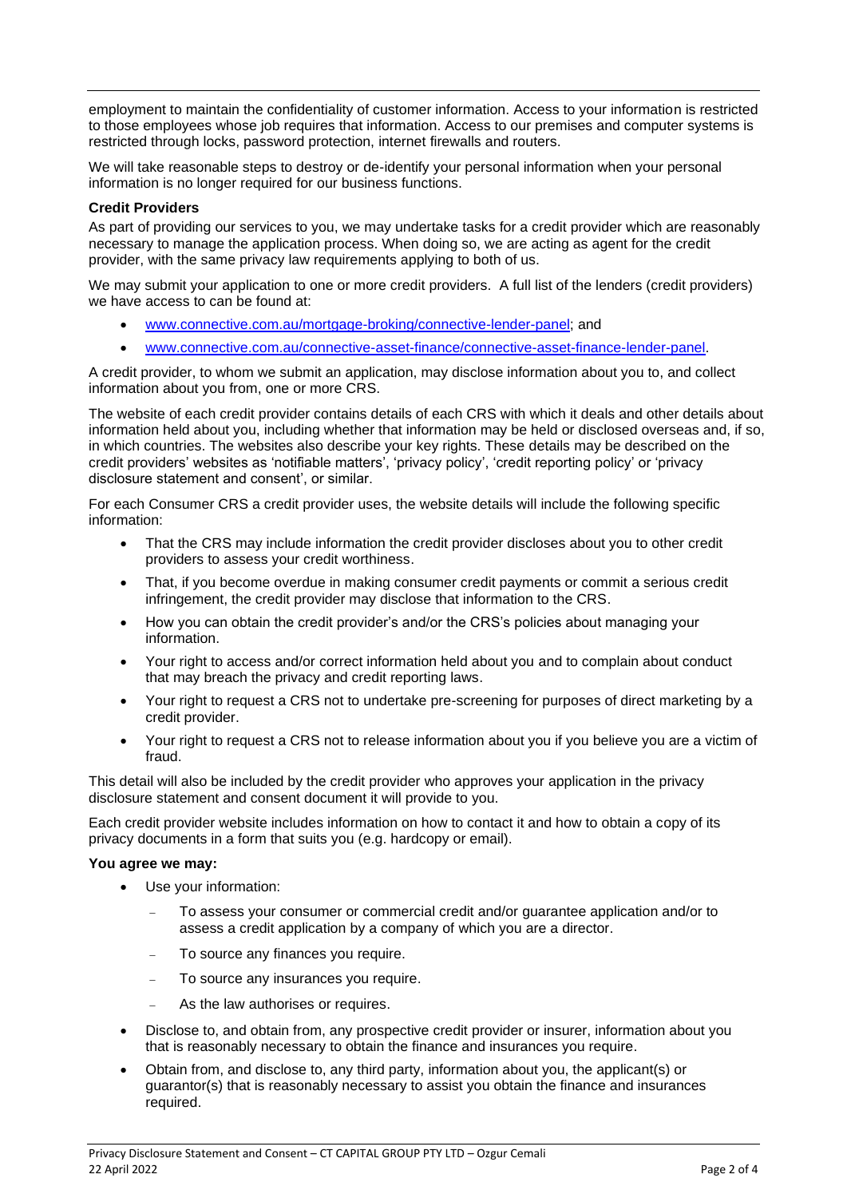employment to maintain the confidentiality of customer information. Access to your information is restricted to those employees whose job requires that information. Access to our premises and computer systems is restricted through locks, password protection, internet firewalls and routers.

We will take reasonable steps to destroy or de-identify your personal information when your personal information is no longer required for our business functions.

**Credit Providers**

As part of providing our services to you, we may undertake tasks for a credit provider which are reasonably necessary to manage the application process. When doing so, we are acting as agent for the credit provider, with the same privacy law requirements applying to both of us.

We may submit your application to one or more credit providers. A full list of the lenders (credit providers) we have access to can be found at:

- www.connective.com.au/mortgage-broking/connective-lender-panel; and
- www.connective.com.au/connective-asset-finance/connective-asset-finance-lender-panel.

A credit provider, to whom we submit an application, may disclose information about you to, and collect information about you from, one or more CRS.

The website of each credit provider contains details of each CRS with which it deals and other details about information held about you, including whether that information may be held or disclosed overseas and, if so, in which countries. The websites also describe your key rights. These details may be described on the credit providers' websites as 'notifiable matters', 'privacy policy', 'credit reporting policy' or 'privacy disclosure statement and consent', or similar.

For each Consumer CRS a credit provider uses, the website details will include the following specific information:

- That the CRS may include information the credit provider discloses about you to other credit providers to assess your credit worthiness.
- That, if you become overdue in making consumer credit payments or commit a serious credit infringement, the credit provider may disclose that information to the CRS.
- How you can obtain the credit provider's and/or the CRS's policies about managing your information.
- Your right to access and/or correct information held about you and to complain about conduct that may breach the privacy and credit reporting laws.
- Your right to request a CRS not to undertake pre-screening for purposes of direct marketing by a credit provider.
- Your right to request a CRS not to release information about you if you believe you are a victim of fraud.

This detail will also be included by the credit provider who approves your application in the privacy disclosure statement and consent document it will provide to you.

Each credit provider website includes information on how to contact it and how to obtain a copy of its privacy documents in a form that suits you (e.g. hardcopy or email).

**You agree we may:**

- Use your information:
  - To assess your consumer or commercial credit and/or guarantee application and/or to assess a credit application by a company of which you are a director.
  - To source any finances you require.
  - To source any insurances you require.
  - As the law authorises or requires.
- Disclose to, and obtain from, any prospective credit provider or insurer, information about you that is reasonably necessary to obtain the finance and insurances you require.
- Obtain from, and disclose to, any third party, information about you, the applicant(s) or guarantor(s) that is reasonably necessary to assist you obtain the finance and insurances required.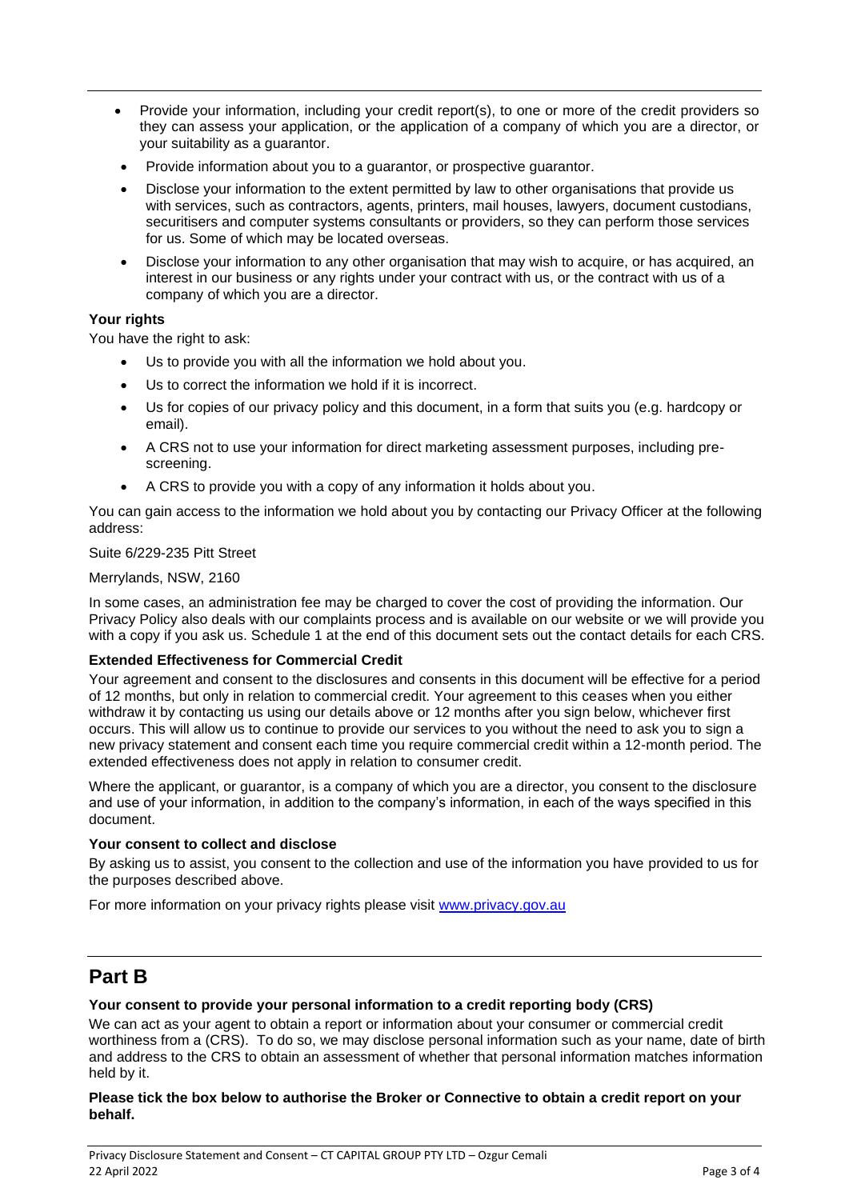- Provide your information, including your credit report(s), to one or more of the credit providers so they can assess your application, or the application of a company of which you are a director, or your suitability as a guarantor.
- Provide information about you to a guarantor, or prospective guarantor.
- Disclose your information to the extent permitted by law to other organisations that provide us with services, such as contractors, agents, printers, mail houses, lawyers, document custodians, securitisers and computer systems consultants or providers, so they can perform those services for us. Some of which may be located overseas.
- Disclose your information to any other organisation that may wish to acquire, or has acquired, an interest in our business or any rights under your contract with us, or the contract with us of a company of which you are a director.

**Your rights**

You have the right to ask:

- Us to provide you with all the information we hold about you.
- Us to correct the information we hold if it is incorrect.
- Us for copies of our privacy policy and this document, in a form that suits you (e.g. hardcopy or email).
- A CRS not to use your information for direct marketing assessment purposes, including pre-screening.
- A CRS to provide you with a copy of any information it holds about you.

You can gain access to the information we hold about you by contacting our Privacy Officer at the following address:

Suite 6/229-235 Pitt Street

Merrylands, NSW, 2160

In some cases, an administration fee may be charged to cover the cost of providing the information. Our Privacy Policy also deals with our complaints process and is available on our website or we will provide you with a copy if you ask us. Schedule 1 at the end of this document sets out the contact details for each CRS.

**Extended Effectiveness for Commercial Credit**

Your agreement and consent to the disclosures and consents in this document will be effective for a period of 12 months, but only in relation to commercial credit. Your agreement to this ceases when you either withdraw it by contacting us using our details above or 12 months after you sign below, whichever first occurs. This will allow us to continue to provide our services to you without the need to ask you to sign a new privacy statement and consent each time you require commercial credit within a 12-month period. The extended effectiveness does not apply in relation to consumer credit.

Where the applicant, or guarantor, is a company of which you are a director, you consent to the disclosure and use of your information, in addition to the company's information, in each of the ways specified in this document.

**Your consent to collect and disclose**

By asking us to assist, you consent to the collection and use of the information you have provided to us for the purposes described above.

For more information on your privacy rights please visit www.privacy.gov.au

## Part B

**Your consent to provide your personal information to a credit reporting body (CRS)**

We can act as your agent to obtain a report or information about your consumer or commercial credit worthiness from a (CRS). To do so, we may disclose personal information such as your name, date of birth and address to the CRS to obtain an assessment of whether that personal information matches information held by it.

**Please tick the box below to authorise the Broker or Connective to obtain a credit report on your behalf.**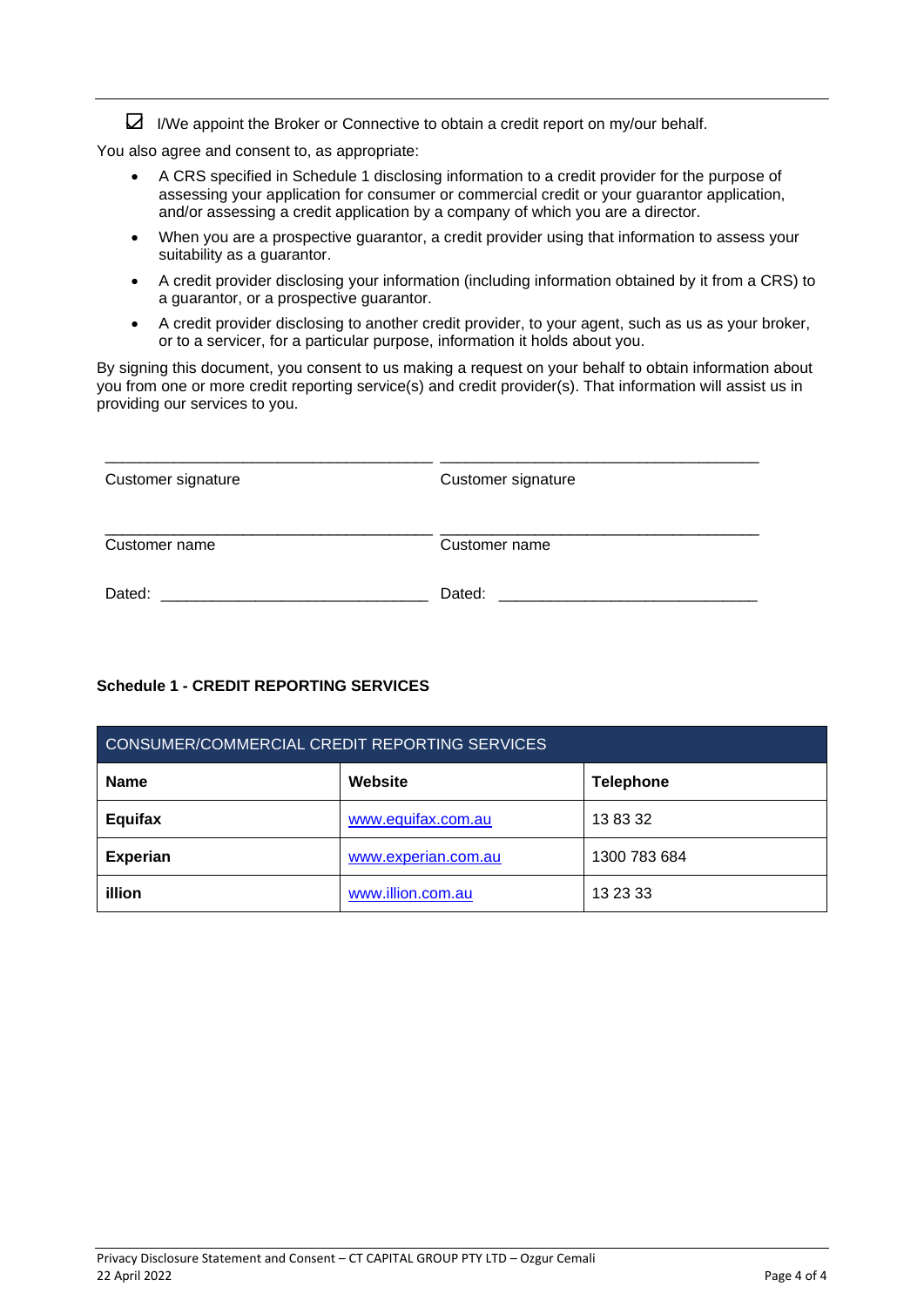☑ I/We appoint the Broker or Connective to obtain a credit report on my/our behalf.

You also agree and consent to, as appropriate:

- A CRS specified in Schedule 1 disclosing information to a credit provider for the purpose of assessing your application for consumer or commercial credit or your guarantor application, and/or assessing a credit application by a company of which you are a director.
- When you are a prospective guarantor, a credit provider using that information to assess your suitability as a guarantor.
- A credit provider disclosing your information (including information obtained by it from a CRS) to a guarantor, or a prospective guarantor.
- A credit provider disclosing to another credit provider, to your agent, such as us as your broker, or to a servicer, for a particular purpose, information it holds about you.

By signing this document, you consent to us making a request on your behalf to obtain information about you from one or more credit reporting service(s) and credit provider(s). That information will assist us in providing our services to you.

| | |
|---|---|
| ______________________________ | ______________________________ |
| Customer signature | Customer signature |
| ______________________________ | ______________________________ |
| Customer name | Customer name |
| Dated: ________________________ | Dated: ________________________ |

**Schedule 1 - CREDIT REPORTING SERVICES**

| CONSUMER/COMMERCIAL CREDIT REPORTING SERVICES | | |
|---|---|---|
| **Name** | **Website** | **Telephone** |
| **Equifax** | www.equifax.com.au | 13 83 32 |
| **Experian** | www.experian.com.au | 1300 783 684 |
| **illion** | www.illion.com.au | 13 23 33 |